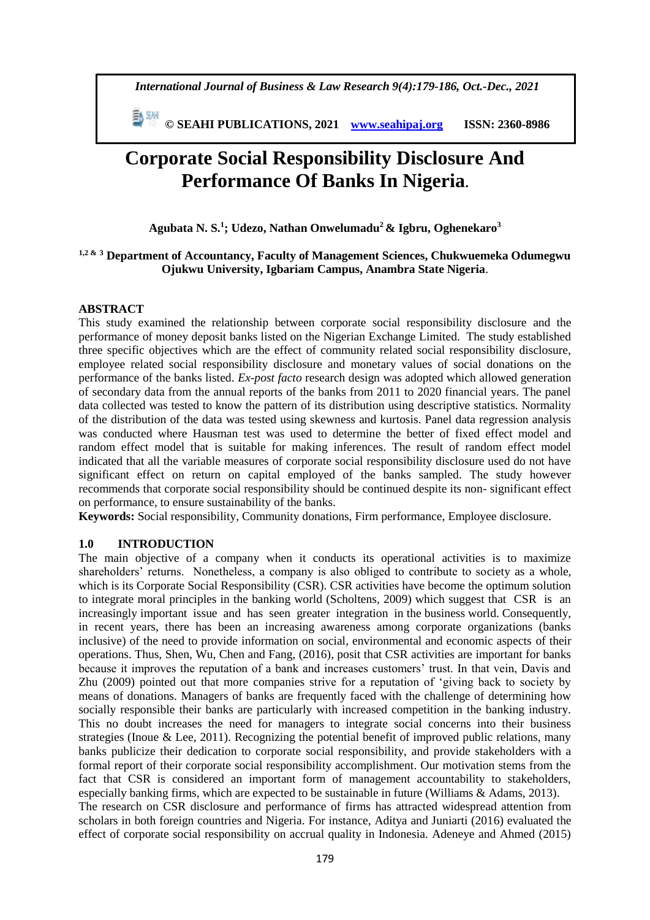# Corporate Social Responsibility Disclosure And Performance Of Banks In Nigeria.

**Agubata N. S.[1]; Udezo, Nathan Onwelumadu[2] & Igbru, Oghenekaro[3]**

**[1,2 & 3] Department of Accountancy, Faculty of Management Sciences, Chukwuemeka Odumegwu Ojukwu University, Igbariam Campus, Anambra State Nigeria.**

## ABSTRACT

This study examined the relationship between corporate social responsibility disclosure and the performance of money deposit banks listed on the Nigerian Exchange Limited. The study established three specific objectives which are the effect of community related social responsibility disclosure, employee related social responsibility disclosure and monetary values of social donations on the performance of the banks listed. *Ex-post facto* research design was adopted which allowed generation of secondary data from the annual reports of the banks from 2011 to 2020 financial years. The panel data collected was tested to know the pattern of its distribution using descriptive statistics. Normality of the distribution of the data was tested using skewness and kurtosis. Panel data regression analysis was conducted where Hausman test was used to determine the better of fixed effect model and random effect model that is suitable for making inferences. The result of random effect model indicated that all the variable measures of corporate social responsibility disclosure used do not have significant effect on return on capital employed of the banks sampled. The study however recommends that corporate social responsibility should be continued despite its non- significant effect on performance, to ensure sustainability of the banks.

**Keywords:** Social responsibility, Community donations, Firm performance, Employee disclosure.

## 1.0 INTRODUCTION

The main objective of a company when it conducts its operational activities is to maximize shareholders' returns. Nonetheless, a company is also obliged to contribute to society as a whole, which is its Corporate Social Responsibility (CSR). CSR activities have become the optimum solution to integrate moral principles in the banking world (Scholtens, 2009) which suggest that CSR is an increasingly important issue and has seen greater integration in the business world. Consequently, in recent years, there has been an increasing awareness among corporate organizations (banks inclusive) of the need to provide information on social, environmental and economic aspects of their operations. Thus, Shen, Wu, Chen and Fang, (2016), posit that CSR activities are important for banks because it improves the reputation of a bank and increases customers' trust. In that vein, Davis and Zhu (2009) pointed out that more companies strive for a reputation of 'giving back to society by means of donations. Managers of banks are frequently faced with the challenge of determining how socially responsible their banks are particularly with increased competition in the banking industry. This no doubt increases the need for managers to integrate social concerns into their business strategies (Inoue & Lee, 2011). Recognizing the potential benefit of improved public relations, many banks publicize their dedication to corporate social responsibility, and provide stakeholders with a formal report of their corporate social responsibility accomplishment. Our motivation stems from the fact that CSR is considered an important form of management accountability to stakeholders, especially banking firms, which are expected to be sustainable in future (Williams & Adams, 2013).

The research on CSR disclosure and performance of firms has attracted widespread attention from scholars in both foreign countries and Nigeria. For instance, Aditya and Juniarti (2016) evaluated the effect of corporate social responsibility on accrual quality in Indonesia. Adeneye and Ahmed (2015)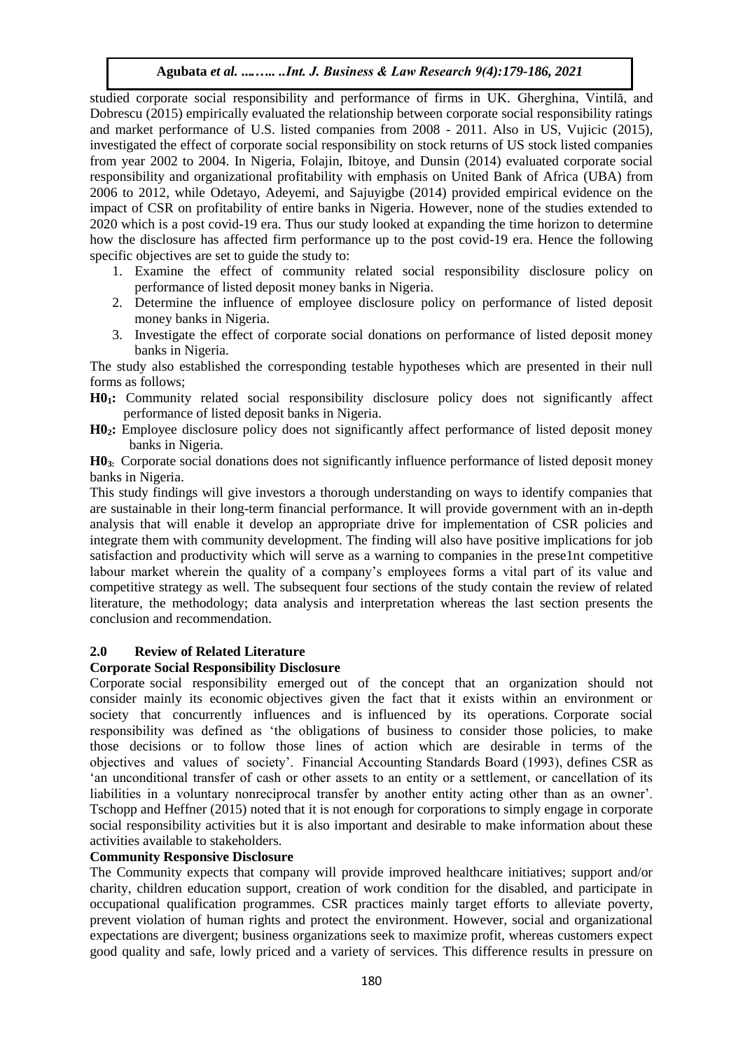studied corporate social responsibility and performance of firms in UK. Gherghina, Vintilă, and Dobrescu (2015) empirically evaluated the relationship between corporate social responsibility ratings and market performance of U.S. listed companies from 2008 - 2011. Also in US, Vujicic (2015), investigated the effect of corporate social responsibility on stock returns of US stock listed companies from year 2002 to 2004. In Nigeria, Folajin, Ibitoye, and Dunsin (2014) evaluated corporate social responsibility and organizational profitability with emphasis on United Bank of Africa (UBA) from 2006 to 2012, while Odetayo, Adeyemi, and Sajuyigbe (2014) provided empirical evidence on the impact of CSR on profitability of entire banks in Nigeria. However, none of the studies extended to 2020 which is a post covid-19 era. Thus our study looked at expanding the time horizon to determine how the disclosure has affected firm performance up to the post covid-19 era. Hence the following specific objectives are set to guide the study to:

1. Examine the effect of community related social responsibility disclosure policy on performance of listed deposit money banks in Nigeria.
2. Determine the influence of employee disclosure policy on performance of listed deposit money banks in Nigeria.
3. Investigate the effect of corporate social donations on performance of listed deposit money banks in Nigeria.

The study also established the corresponding testable hypotheses which are presented in their null forms as follows;

**$H0_1$:** Community related social responsibility disclosure policy does not significantly affect performance of listed deposit banks in Nigeria.

**$H0_2$:** Employee disclosure policy does not significantly affect performance of listed deposit money banks in Nigeria.

**$H0_3$:** Corporate social donations does not significantly influence performance of listed deposit money banks in Nigeria.

This study findings will give investors a thorough understanding on ways to identify companies that are sustainable in their long-term financial performance. It will provide government with an in-depth analysis that will enable it develop an appropriate drive for implementation of CSR policies and integrate them with community development. The finding will also have positive implications for job satisfaction and productivity which will serve as a warning to companies in the prese1nt competitive labour market wherein the quality of a company's employees forms a vital part of its value and competitive strategy as well. The subsequent four sections of the study contain the review of related literature, the methodology; data analysis and interpretation whereas the last section presents the conclusion and recommendation.

## 2.0 Review of Related Literature

### Corporate Social Responsibility Disclosure

Corporate social responsibility emerged out of the concept that an organization should not consider mainly its economic objectives given the fact that it exists within an environment or society that concurrently influences and is influenced by its operations. Corporate social responsibility was defined as 'the obligations of business to consider those policies, to make those decisions or to follow those lines of action which are desirable in terms of the objectives and values of society'. Financial Accounting Standards Board (1993), defines CSR as 'an unconditional transfer of cash or other assets to an entity or a settlement, or cancellation of its liabilities in a voluntary nonreciprocal transfer by another entity acting other than as an owner'. Tschopp and Heffner (2015) noted that it is not enough for corporations to simply engage in corporate social responsibility activities but it is also important and desirable to make information about these activities available to stakeholders.

### Community Responsive Disclosure

The Community expects that company will provide improved healthcare initiatives; support and/or charity, children education support, creation of work condition for the disabled, and participate in occupational qualification programmes. CSR practices mainly target efforts to alleviate poverty, prevent violation of human rights and protect the environment. However, social and organizational expectations are divergent; business organizations seek to maximize profit, whereas customers expect good quality and safe, lowly priced and a variety of services. This difference results in pressure on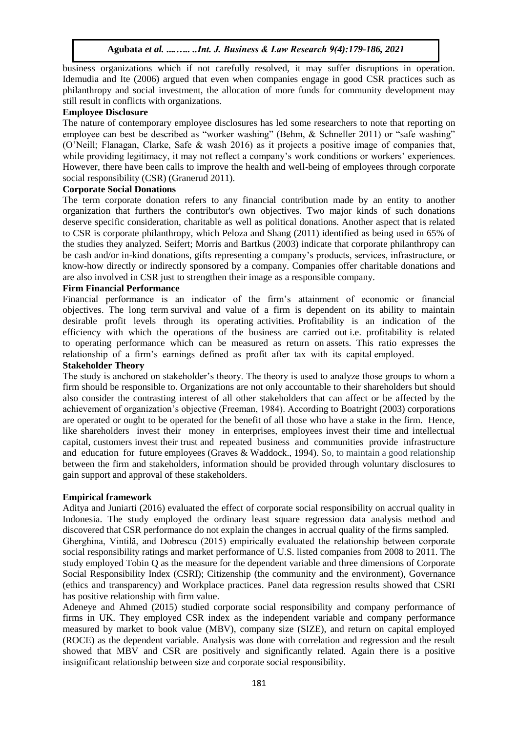business organizations which if not carefully resolved, it may suffer disruptions in operation. Idemudia and Ite (2006) argued that even when companies engage in good CSR practices such as philanthropy and social investment, the allocation of more funds for community development may still result in conflicts with organizations.

**Employee Disclosure**

The nature of contemporary employee disclosures has led some researchers to note that reporting on employee can best be described as "worker washing" (Behm, & Schneller 2011) or "safe washing" (O'Neill; Flanagan, Clarke, Safe & wash 2016) as it projects a positive image of companies that, while providing legitimacy, it may not reflect a company's work conditions or workers' experiences. However, there have been calls to improve the health and well-being of employees through corporate social responsibility (CSR) (Granerud 2011).

**Corporate Social Donations**

The term corporate donation refers to any financial contribution made by an entity to another organization that furthers the contributor's own objectives. Two major kinds of such donations deserve specific consideration, charitable as well as political donations. Another aspect that is related to CSR is corporate philanthropy, which Peloza and Shang (2011) identified as being used in 65% of the studies they analyzed. Seifert; Morris and Bartkus (2003) indicate that corporate philanthropy can be cash and/or in-kind donations, gifts representing a company's products, services, infrastructure, or know-how directly or indirectly sponsored by a company. Companies offer charitable donations and are also involved in CSR just to strengthen their image as a responsible company.

**Firm Financial Performance**

Financial performance is an indicator of the firm's attainment of economic or financial objectives. The long term survival and value of a firm is dependent on its ability to maintain desirable profit levels through its operating activities. Profitability is an indication of the efficiency with which the operations of the business are carried out i.e. profitability is related to operating performance which can be measured as return on assets. This ratio expresses the relationship of a firm's earnings defined as profit after tax with its capital employed.

**Stakeholder Theory**

The study is anchored on stakeholder's theory. The theory is used to analyze those groups to whom a firm should be responsible to. Organizations are not only accountable to their shareholders but should also consider the contrasting interest of all other stakeholders that can affect or be affected by the achievement of organization's objective (Freeman, 1984). According to Boatright (2003) corporations are operated or ought to be operated for the benefit of all those who have a stake in the firm. Hence, like shareholders invest their money in enterprises, employees invest their time and intellectual capital, customers invest their trust and repeated business and communities provide infrastructure and education for future employees (Graves & Waddock., 1994). So, to maintain a good relationship between the firm and stakeholders, information should be provided through voluntary disclosures to gain support and approval of these stakeholders.

**Empirical framework**

Aditya and Juniarti (2016) evaluated the effect of corporate social responsibility on accrual quality in Indonesia. The study employed the ordinary least square regression data analysis method and discovered that CSR performance do not explain the changes in accrual quality of the firms sampled.

Gherghina, Vintilă, and Dobrescu (2015) empirically evaluated the relationship between corporate social responsibility ratings and market performance of U.S. listed companies from 2008 to 2011. The study employed Tobin Q as the measure for the dependent variable and three dimensions of Corporate Social Responsibility Index (CSRI); Citizenship (the community and the environment), Governance (ethics and transparency) and Workplace practices. Panel data regression results showed that CSRI has positive relationship with firm value.

Adeneye and Ahmed (2015) studied corporate social responsibility and company performance of firms in UK. They employed CSR index as the independent variable and company performance measured by market to book value (MBV), company size (SIZE), and return on capital employed (ROCE) as the dependent variable. Analysis was done with correlation and regression and the result showed that MBV and CSR are positively and significantly related. Again there is a positive insignificant relationship between size and corporate social responsibility.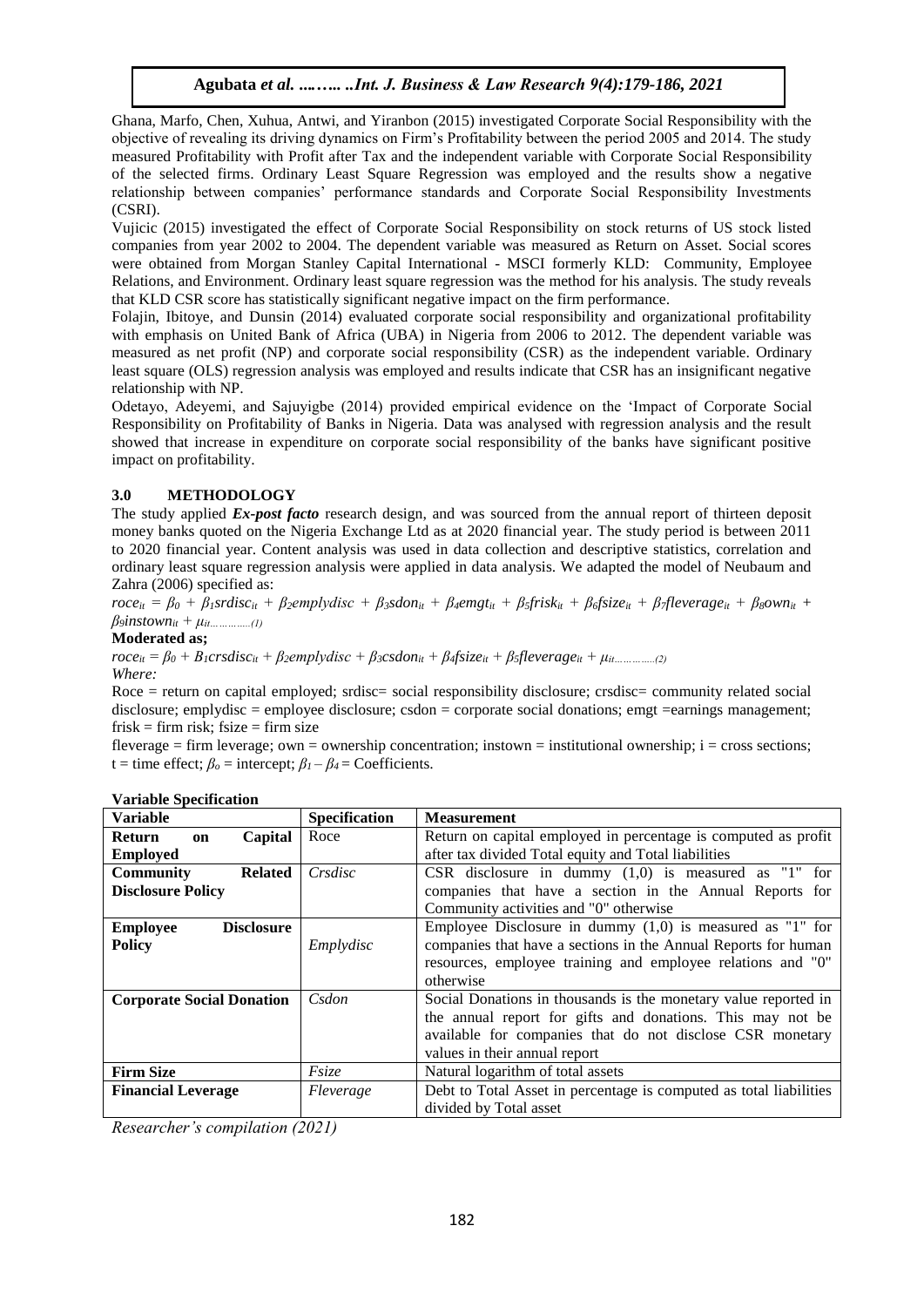Ghana, Marfo, Chen, Xuhua, Antwi, and Yiranbon (2015) investigated Corporate Social Responsibility with the objective of revealing its driving dynamics on Firm's Profitability between the period 2005 and 2014. The study measured Profitability with Profit after Tax and the independent variable with Corporate Social Responsibility of the selected firms. Ordinary Least Square Regression was employed and the results show a negative relationship between companies' performance standards and Corporate Social Responsibility Investments (CSRI).

Vujicic (2015) investigated the effect of Corporate Social Responsibility on stock returns of US stock listed companies from year 2002 to 2004. The dependent variable was measured as Return on Asset. Social scores were obtained from Morgan Stanley Capital International - MSCI formerly KLD: Community, Employee Relations, and Environment. Ordinary least square regression was the method for his analysis. The study reveals that KLD CSR score has statistically significant negative impact on the firm performance.

Folajin, Ibitoye, and Dunsin (2014) evaluated corporate social responsibility and organizational profitability with emphasis on United Bank of Africa (UBA) in Nigeria from 2006 to 2012. The dependent variable was measured as net profit (NP) and corporate social responsibility (CSR) as the independent variable. Ordinary least square (OLS) regression analysis was employed and results indicate that CSR has an insignificant negative relationship with NP.

Odetayo, Adeyemi, and Sajuyigbe (2014) provided empirical evidence on the 'Impact of Corporate Social Responsibility on Profitability of Banks in Nigeria. Data was analysed with regression analysis and the result showed that increase in expenditure on corporate social responsibility of the banks have significant positive impact on profitability.

## 3.0 METHODOLOGY

The study applied ***Ex-post facto*** research design, and was sourced from the annual report of thirteen deposit money banks quoted on the Nigeria Exchange Ltd as at 2020 financial year. The study period is between 2011 to 2020 financial year. Content analysis was used in data collection and descriptive statistics, correlation and ordinary least square regression analysis were applied in data analysis. We adapted the model of Neubaum and Zahra (2006) specified as:

$$roce_{it} = \beta_0 + \beta_1 srdisc_{it} + \beta_2 emplydisc + \beta_3 sdon_{it} + \beta_4 emgt_{it} + \beta_5 frisk_{it} + \beta_6 fsize_{it} + \beta_7 fleverage_{it} + \beta_8 own_{it} + \beta_9 instown_{it} + \mu_{it} \quad \ldots\ldots\ldots\ldots(1)$$

**Moderated as;**

$$roce_{it} = \beta_0 + B_1 crsdisc_{it} + \beta_2 emplydisc + \beta_3 csdon_{it} + \beta_4 fsize_{it} + \beta_5 fleverage_{it} + \mu_{it} \quad \ldots\ldots\ldots\ldots(2)$$

*Where:*

Roce = return on capital employed; srdisc= social responsibility disclosure; crsdisc= community related social disclosure; emplydisc = employee disclosure; csdon = corporate social donations; emgt =earnings management; frisk = firm risk; fsize = firm size

fleverage = firm leverage; own = ownership concentration; instown = institutional ownership; i = cross sections; t = time effect; $\beta_o$ = intercept; $\beta_1 - \beta_4$ = Coefficients.

**Variable Specification**

| Variable | Specification | Measurement |
|---|---|---|
| **Return on Capital Employed** | Roce | Return on capital employed in percentage is computed as profit after tax divided Total equity and Total liabilities |
| **Community Related Disclosure Policy** | *Crsdisc* | CSR disclosure in dummy (1,0) is measured as "1" for companies that have a section in the Annual Reports for Community activities and "0" otherwise |
| **Employee Disclosure Policy** | *Emplydisc* | Employee Disclosure in dummy (1,0) is measured as "1" for companies that have a sections in the Annual Reports for human resources, employee training and employee relations and "0" otherwise |
| **Corporate Social Donation** | *Csdon* | Social Donations in thousands is the monetary value reported in the annual report for gifts and donations. This may not be available for companies that do not disclose CSR monetary values in their annual report |
| **Firm Size** | *Fsize* | Natural logarithm of total assets |
| **Financial Leverage** | *Fleverage* | Debt to Total Asset in percentage is computed as total liabilities divided by Total asset |

*Researcher's compilation (2021)*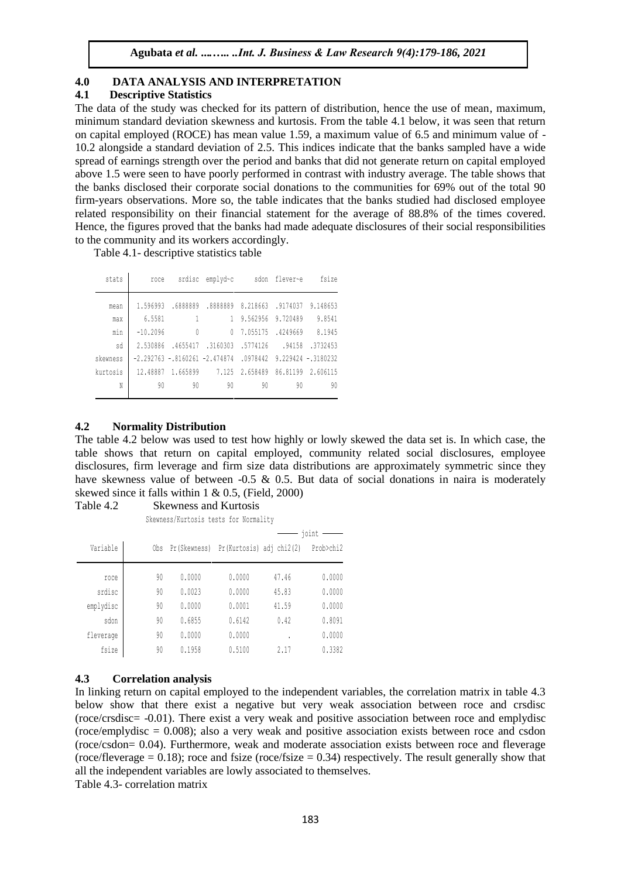## 4.0 DATA ANALYSIS AND INTERPRETATION

### 4.1 Descriptive Statistics

The data of the study was checked for its pattern of distribution, hence the use of mean, maximum, minimum standard deviation skewness and kurtosis. From the table 4.1 below, it was seen that return on capital employed (ROCE) has mean value 1.59, a maximum value of 6.5 and minimum value of -10.2 alongside a standard deviation of 2.5. This indices indicate that the banks sampled have a wide spread of earnings strength over the period and banks that did not generate return on capital employed above 1.5 were seen to have poorly performed in contrast with industry average. The table shows that the banks disclosed their corporate social donations to the communities for 69% out of the total 90 firm-years observations. More so, the table indicates that the banks studied had disclosed employee related responsibility on their financial statement for the average of 88.8% of the times covered. Hence, the figures proved that the banks had made adequate disclosures of their social responsibilities to the community and its workers accordingly.

Table 4.1- descriptive statistics table

| stats | roce | srdisc | emplyd~c | sdon | flever~e | fsize |
|---|---|---|---|---|---|---|
| mean | 1.596993 | .6888889 | .8888889 | 8.218663 | .9174037 | 9.148653 |
| max | 6.5581 | 1 | 1 | 9.562956 | 9.720489 | 9.8541 |
| min | -10.2096 | 0 | 0 | 7.055175 | .4249669 | 8.1945 |
| sd | 2.530886 | .4655417 | .3160303 | .5774126 | .94158 | .3732453 |
| skewness | -2.292763 | -.8160261 | -2.474874 | .0978442 | 9.229424 | -.3180232 |
| kurtosis | 12.48887 | 1.665899 | 7.125 | 2.658489 | 86.81199 | 2.606115 |
| N | 90 | 90 | 90 | 90 | 90 | 90 |

### 4.2 Normality Distribution

The table 4.2 below was used to test how highly or lowly skewed the data set is. In which case, the table shows that return on capital employed, community related social disclosures, employee disclosures, firm leverage and firm size data distributions are approximately symmetric since they have skewness value of between -0.5 & 0.5. But data of social donations in naira is moderately skewed since it falls within 1 & 0.5, (Field, 2000)

Table 4.2 Skewness and Kurtosis

Skewness/Kurtosis tests for Normality

| Variable | Obs | Pr(Skewness) | Pr(Kurtosis) | joint adj chi2(2) | joint Prob>chi2 |
|---|---|---|---|---|---|
| roce | 90 | 0.0000 | 0.0000 | 47.46 | 0.0000 |
| srdisc | 90 | 0.0023 | 0.0000 | 45.83 | 0.0000 |
| emplydisc | 90 | 0.0000 | 0.0001 | 41.59 | 0.0000 |
| sdon | 90 | 0.6855 | 0.6142 | 0.42 | 0.8091 |
| fleverage | 90 | 0.0000 | 0.0000 | . | 0.0000 |
| fsize | 90 | 0.1958 | 0.5100 | 2.17 | 0.3382 |

### 4.3 Correlation analysis

In linking return on capital employed to the independent variables, the correlation matrix in table 4.3 below show that there exist a negative but very weak association between roce and crsdisc (roce/crsdisc= -0.01). There exist a very weak and positive association between roce and emplydisc (roce/emplydisc = 0.008); also a very weak and positive association exists between roce and csdon (roce/csdon= 0.04). Furthermore, weak and moderate association exists between roce and fleverage (roce/fleverage = 0.18); roce and fsize (roce/fsize = 0.34) respectively. The result generally show that all the independent variables are lowly associated to themselves.

Table 4.3- correlation matrix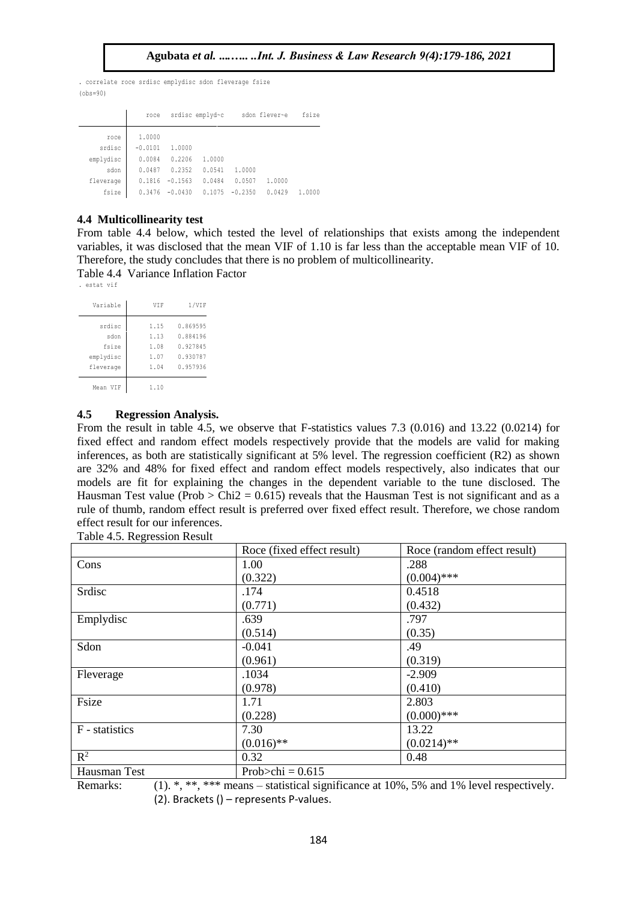```
. correlate roce srdisc emplydisc sdon fleverage fsize
(obs=90)

             |     roce   srdisc emplyd~c     sdon flever~e    fsize
-------------+------------------------------------------------------
        roce |   1.0000
      srdisc |  -0.0101   1.0000
   emplydisc |   0.0084   0.2206   1.0000
        sdon |   0.0487   0.2352   0.0541   1.0000
   fleverage |   0.1816  -0.1563   0.0484   0.0507   1.0000
       fsize |   0.3476  -0.0430   0.1075  -0.2350   0.0429   1.0000
```

### 4.4 Multicollinearity test

From table 4.4 below, which tested the level of relationships that exists among the independent variables, it was disclosed that the mean VIF of 1.10 is far less than the acceptable mean VIF of 10. Therefore, the study concludes that there is no problem of multicollinearity.

Table 4.4 Variance Inflation Factor

```
. estat vif

    Variable |       VIF       1/VIF
-------------+----------------------
      srdisc |      1.15    0.869595
        sdon |      1.13    0.884196
       fsize |      1.08    0.927845
   emplydisc |      1.07    0.930787
   fleverage |      1.04    0.957936
-------------+----------------------
    Mean VIF |      1.10
```

### 4.5 Regression Analysis.

From the result in table 4.5, we observe that F-statistics values 7.3 (0.016) and 13.22 (0.0214) for fixed effect and random effect models respectively provide that the models are valid for making inferences, as both are statistically significant at 5% level. The regression coefficient (R2) as shown are 32% and 48% for fixed effect and random effect models respectively, also indicates that our models are fit for explaining the changes in the dependent variable to the tune disclosed. The Hausman Test value (Prob > Chi2 = 0.615) reveals that the Hausman Test is not significant and as a rule of thumb, random effect result is preferred over fixed effect result. Therefore, we chose random effect result for our inferences.

Table 4.5. Regression Result

| | Roce (fixed effect result) | Roce (random effect result) |
|---|---|---|
| Cons | 1.00<br>(0.322) | .288<br>(0.004)*** |
| Srdisc | .174<br>(0.771) | 0.4518<br>(0.432) |
| Emplydisc | .639<br>(0.514) | .797<br>(0.35) |
| Sdon | -0.041<br>(0.961) | .49<br>(0.319) |
| Fleverage | .1034<br>(0.978) | -2.909<br>(0.410) |
| Fsize | 1.71<br>(0.228) | 2.803<br>(0.000)*** |
| F - statistics | 7.30<br>(0.016)** | 13.22<br>(0.0214)** |
| $R^2$ | 0.32 | 0.48 |
| Hausman Test | Prob>chi = 0.615 | |

Remarks: (1). *, **, *** means – statistical significance at 10%, 5% and 1% level respectively.
(2). Brackets () – represents P-values.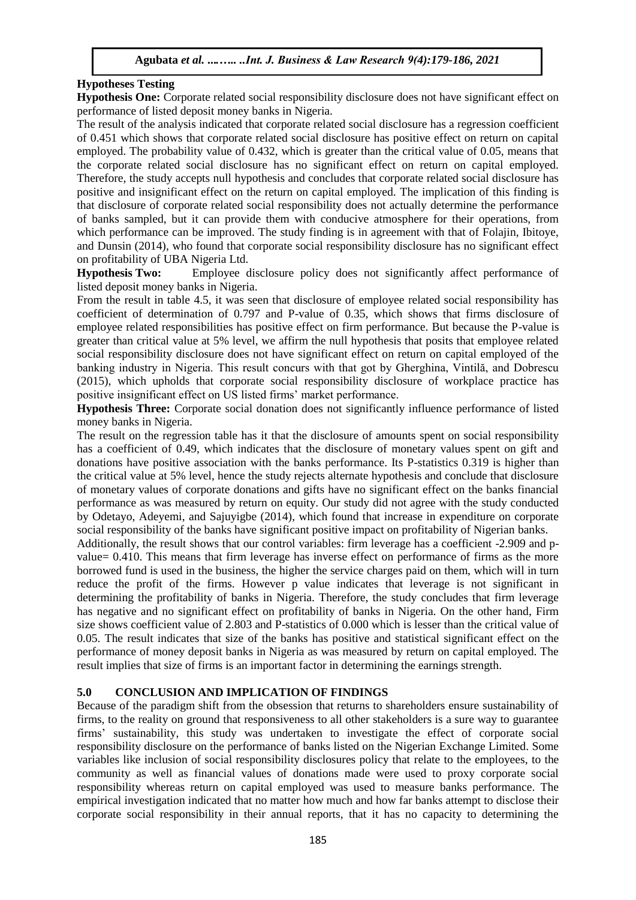## Hypotheses Testing

**Hypothesis One:** Corporate related social responsibility disclosure does not have significant effect on performance of listed deposit money banks in Nigeria.

The result of the analysis indicated that corporate related social disclosure has a regression coefficient of 0.451 which shows that corporate related social disclosure has positive effect on return on capital employed. The probability value of 0.432, which is greater than the critical value of 0.05, means that the corporate related social disclosure has no significant effect on return on capital employed. Therefore, the study accepts null hypothesis and concludes that corporate related social disclosure has positive and insignificant effect on the return on capital employed. The implication of this finding is that disclosure of corporate related social responsibility does not actually determine the performance of banks sampled, but it can provide them with conducive atmosphere for their operations, from which performance can be improved. The study finding is in agreement with that of Folajin, Ibitoye, and Dunsin (2014), who found that corporate social responsibility disclosure has no significant effect on profitability of UBA Nigeria Ltd.

**Hypothesis Two:** Employee disclosure policy does not significantly affect performance of listed deposit money banks in Nigeria.

From the result in table 4.5, it was seen that disclosure of employee related social responsibility has coefficient of determination of 0.797 and P-value of 0.35, which shows that firms disclosure of employee related responsibilities has positive effect on firm performance. But because the P-value is greater than critical value at 5% level, we affirm the null hypothesis that posits that employee related social responsibility disclosure does not have significant effect on return on capital employed of the banking industry in Nigeria. This result concurs with that got by Gherghina, Vintilă, and Dobrescu (2015), which upholds that corporate social responsibility disclosure of workplace practice has positive insignificant effect on US listed firms' market performance.

**Hypothesis Three:** Corporate social donation does not significantly influence performance of listed money banks in Nigeria.

The result on the regression table has it that the disclosure of amounts spent on social responsibility has a coefficient of 0.49, which indicates that the disclosure of monetary values spent on gift and donations have positive association with the banks performance. Its P-statistics 0.319 is higher than the critical value at 5% level, hence the study rejects alternate hypothesis and conclude that disclosure of monetary values of corporate donations and gifts have no significant effect on the banks financial performance as was measured by return on equity. Our study did not agree with the study conducted by Odetayo, Adeyemi, and Sajuyigbe (2014), which found that increase in expenditure on corporate social responsibility of the banks have significant positive impact on profitability of Nigerian banks.

Additionally, the result shows that our control variables: firm leverage has a coefficient -2.909 and p-value= 0.410. This means that firm leverage has inverse effect on performance of firms as the more borrowed fund is used in the business, the higher the service charges paid on them, which will in turn reduce the profit of the firms. However p value indicates that leverage is not significant in determining the profitability of banks in Nigeria. Therefore, the study concludes that firm leverage has negative and no significant effect on profitability of banks in Nigeria. On the other hand, Firm size shows coefficient value of 2.803 and P-statistics of 0.000 which is lesser than the critical value of 0.05. The result indicates that size of the banks has positive and statistical significant effect on the performance of money deposit banks in Nigeria as was measured by return on capital employed. The result implies that size of firms is an important factor in determining the earnings strength.

## 5.0 CONCLUSION AND IMPLICATION OF FINDINGS

Because of the paradigm shift from the obsession that returns to shareholders ensure sustainability of firms, to the reality on ground that responsiveness to all other stakeholders is a sure way to guarantee firms' sustainability, this study was undertaken to investigate the effect of corporate social responsibility disclosure on the performance of banks listed on the Nigerian Exchange Limited. Some variables like inclusion of social responsibility disclosures policy that relate to the employees, to the community as well as financial values of donations made were used to proxy corporate social responsibility whereas return on capital employed was used to measure banks performance. The empirical investigation indicated that no matter how much and how far banks attempt to disclose their corporate social responsibility in their annual reports, that it has no capacity to determining the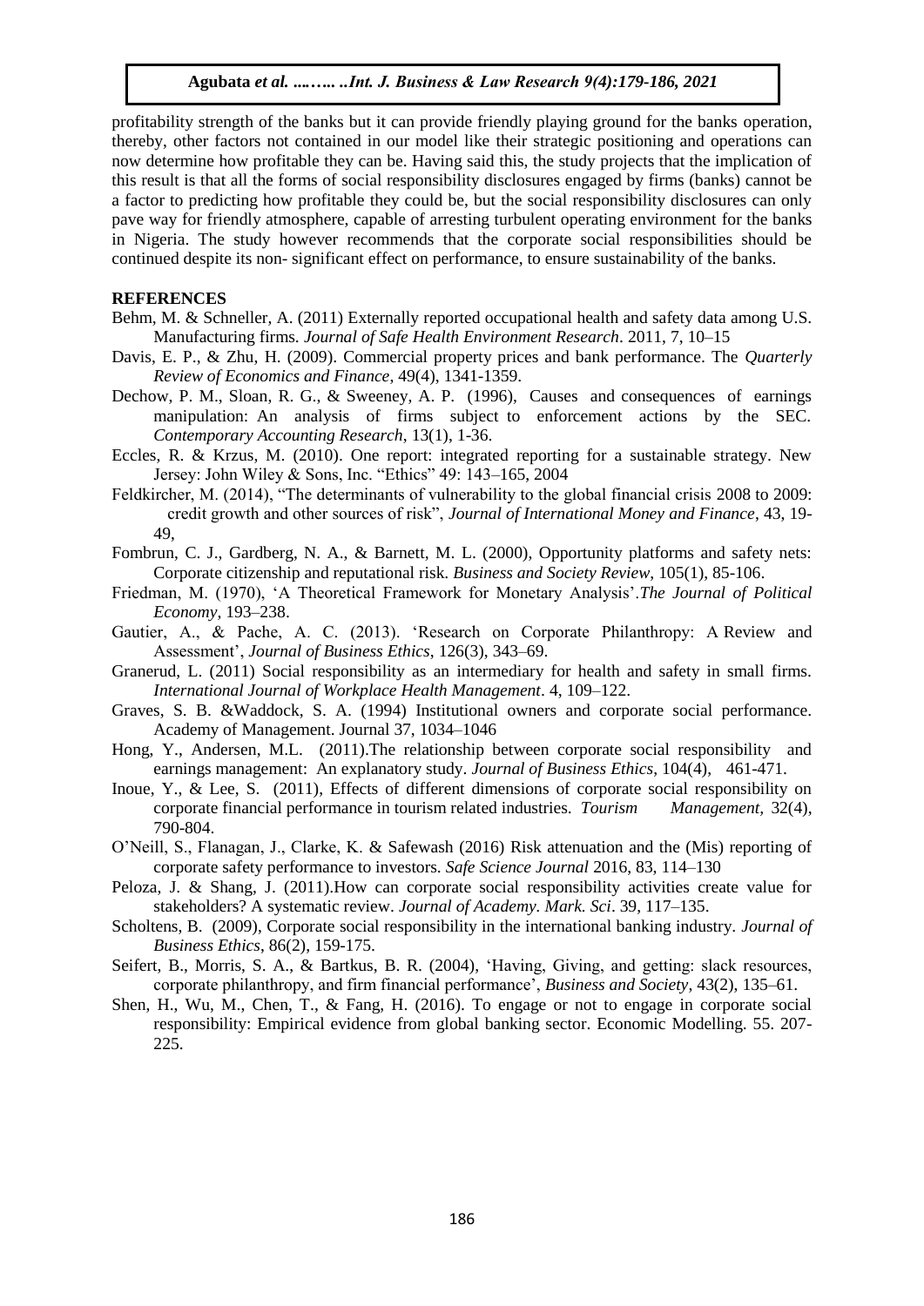profitability strength of the banks but it can provide friendly playing ground for the banks operation, thereby, other factors not contained in our model like their strategic positioning and operations can now determine how profitable they can be. Having said this, the study projects that the implication of this result is that all the forms of social responsibility disclosures engaged by firms (banks) cannot be a factor to predicting how profitable they could be, but the social responsibility disclosures can only pave way for friendly atmosphere, capable of arresting turbulent operating environment for the banks in Nigeria. The study however recommends that the corporate social responsibilities should be continued despite its non- significant effect on performance, to ensure sustainability of the banks.

## REFERENCES

Behm, M. & Schneller, A. (2011) Externally reported occupational health and safety data among U.S. Manufacturing firms. *Journal of Safe Health Environment Research*. 2011, 7, 10–15

Davis, E. P., & Zhu, H. (2009). Commercial property prices and bank performance. The *Quarterly Review of Economics and Finance*, 49(4), 1341-1359.

Dechow, P. M., Sloan, R. G., & Sweeney, A. P. (1996), Causes and consequences of earnings manipulation: An analysis of firms subject to enforcement actions by the SEC. *Contemporary Accounting Research*, 13(1), 1-36.

Eccles, R. & Krzus, M. (2010). One report: integrated reporting for a sustainable strategy. New Jersey: John Wiley & Sons, Inc. "Ethics" 49: 143–165, 2004

Feldkircher, M. (2014), "The determinants of vulnerability to the global financial crisis 2008 to 2009: credit growth and other sources of risk", *Journal of International Money and Finance*, 43, 19-49,

Fombrun, C. J., Gardberg, N. A., & Barnett, M. L. (2000), Opportunity platforms and safety nets: Corporate citizenship and reputational risk. *Business and Society Review*, 105(1), 85-106.

Friedman, M. (1970), 'A Theoretical Framework for Monetary Analysis'.*The Journal of Political Economy*, 193–238.

Gautier, A., & Pache, A. C. (2013). 'Research on Corporate Philanthropy: A Review and Assessment', *Journal of Business Ethics*, 126(3), 343–69.

Granerud, L. (2011) Social responsibility as an intermediary for health and safety in small firms. *International Journal of Workplace Health Management*. 4, 109–122.

Graves, S. B. &Waddock, S. A. (1994) Institutional owners and corporate social performance. Academy of Management. Journal 37, 1034–1046

Hong, Y., Andersen, M.L. (2011).The relationship between corporate social responsibility and earnings management: An explanatory study. *Journal of Business Ethics*, 104(4), 461-471.

Inoue, Y., & Lee, S. (2011), Effects of different dimensions of corporate social responsibility on corporate financial performance in tourism related industries. *Tourism Management,* 32(4), 790-804.

O'Neill, S., Flanagan, J., Clarke, K. & Safewash (2016) Risk attenuation and the (Mis) reporting of corporate safety performance to investors. *Safe Science Journal* 2016, 83, 114–130

Peloza, J. & Shang, J. (2011).How can corporate social responsibility activities create value for stakeholders? A systematic review. *Journal of Academy. Mark. Sci*. 39, 117–135.

Scholtens, B. (2009), Corporate social responsibility in the international banking industry. *Journal of Business Ethics*, 86(2), 159-175.

Seifert, B., Morris, S. A., & Bartkus, B. R. (2004), 'Having, Giving, and getting: slack resources, corporate philanthropy, and firm financial performance', *Business and Society*, 43(2), 135–61.

Shen, H., Wu, M., Chen, T., & Fang, H. (2016). To engage or not to engage in corporate social responsibility: Empirical evidence from global banking sector. Economic Modelling. 55. 207-225.